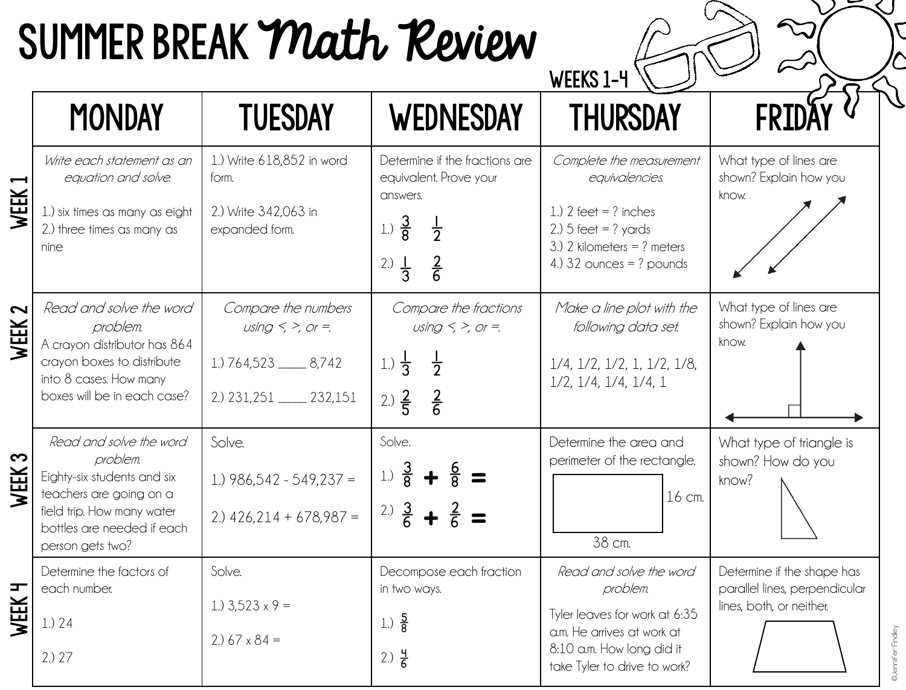# SUMMER BREAK *Math Review*

WEEKS 1-4

| | MONDAY | TUESDAY | WEDNESDAY | THURSDAY | FRIDAY |
|---|---|---|---|---|---|
| **WEEK 1** | *Write each statement as an equation and solve.*<br>1.) six times as many as eight<br>2.) three times as many as nine | 1.) Write 618,852 in word form.<br>2.) Write 342,063 in expanded form. | Determine if the fractions are equivalent. Prove your answers.<br>1.) $\frac{3}{8}$ $\frac{1}{2}$<br>2.) $\frac{1}{3}$ $\frac{2}{6}$ | *Complete the measurement equivalencies.*<br>1.) 2 feet = ? inches<br>2.) 5 feet = ? yards<br>3.) 2 kilometers = ? meters<br>4.) 32 ounces = ? pounds | What type of lines are shown? Explain how you know. |
| **WEEK 2** | *Read and solve the word problem.*<br>A crayon distributor has 864 crayon boxes to distribute into 8 cases. How many boxes will be in each case? | *Compare the numbers using <, >, or =.*<br>1.) 764,523 _____ 8,742<br>2.) 231,251 _____ 232,151 | *Compare the fractions using <, >, or =.*<br>1.) $\frac{1}{3}$ $\frac{1}{2}$<br>2.) $\frac{2}{5}$ $\frac{2}{6}$ | *Make a line plot with the following data set.*<br>1/4, 1/2, 1/2, 1, 1/2, 1/8, 1/2, 1/4, 1/4, 1/4, 1 | What type of lines are shown? Explain how you know. |
| **WEEK 3** | *Read and solve the word problem.*<br>Eighty-six students and six teachers are going on a field trip. How many water bottles are needed if each person gets two? | Solve.<br>1.) 986,542 - 549,237 =<br>2.) 426,214 + 678,987 = | Solve.<br>1.) $\frac{3}{8} + \frac{6}{8} =$<br>2.) $\frac{3}{6} + \frac{2}{6} =$ | Determine the area and perimeter of the rectangle.<br>16 cm.<br>38 cm. | What type of triangle is shown? How do you know? |
| **WEEK 4** | Determine the factors of each number.<br>1.) 24<br>2.) 27 | Solve.<br>1.) 3,523 x 9 =<br>2.) 67 x 84 = | Decompose each fraction in two ways.<br>1.) $\frac{5}{8}$<br>2.) $\frac{4}{6}$ | *Read and solve the word problem.*<br>Tyler leaves for work at 6:35 a.m. He arrives at work at 8:10 a.m. How long did it take Tyler to drive to work? | Determine if the shape has parallel lines, perpendicular lines, both, or neither. |

©Jennifer Findley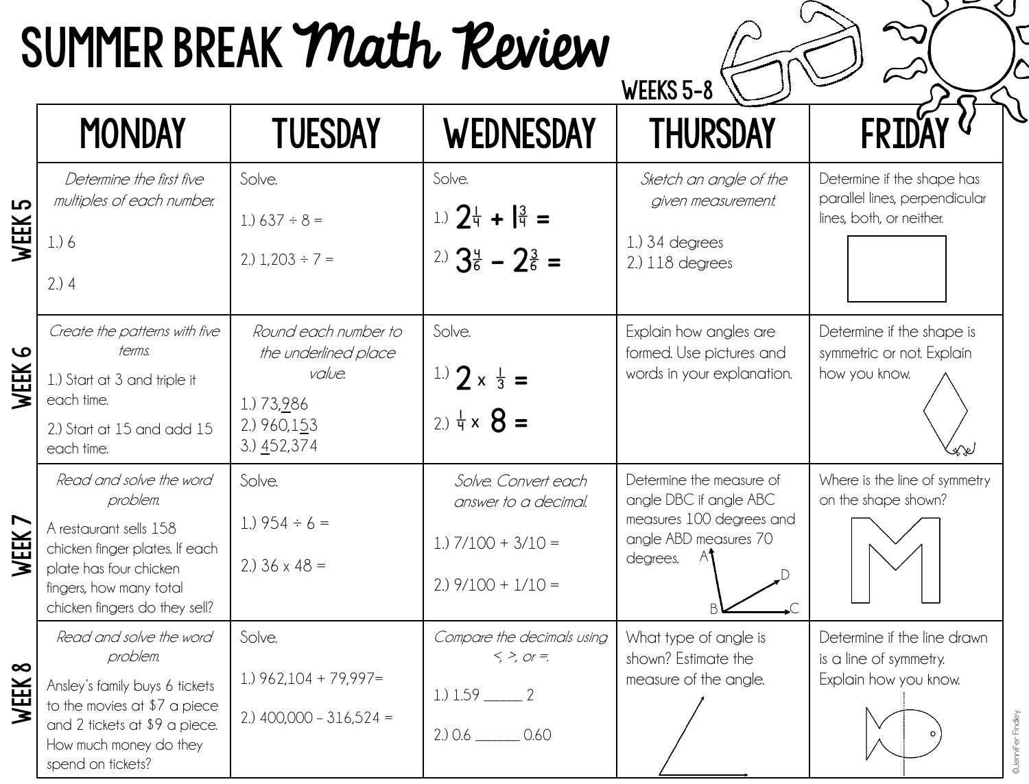# SUMMER BREAK *Math Review*

WEEKS 5-8

| | MONDAY | TUESDAY | WEDNESDAY | THURSDAY | FRIDAY |
|---|---|---|---|---|---|
| **WEEK 5** | *Determine the first five multiples of each number.*<br>1.) 6<br>2.) 4 | Solve.<br>1.) 637 ÷ 8 =<br>2.) 1,203 ÷ 7 = | Solve.<br>1.) $2\frac{1}{4} + 1\frac{3}{4} =$<br>2.) $3\frac{4}{6} - 2\frac{3}{6} =$ | *Sketch an angle of the given measurement.*<br>1.) 34 degrees<br>2.) 118 degrees | Determine if the shape has parallel lines, perpendicular lines, both, or neither. |
| **WEEK 6** | *Create the patterns with five terms.*<br>1.) Start at 3 and triple it each time.<br>2.) Start at 15 and add 15 each time. | *Round each number to the underlined place value.*<br>1.) 73,<u>9</u>86<br>2.) 960,1<u>5</u>3<br>3.) <u>4</u>52,374 | Solve.<br>1.) $2 \times \frac{1}{3} =$<br>2.) $\frac{1}{4} \times 8 =$ | Explain how angles are formed. Use pictures and words in your explanation. | Determine if the shape is symmetric or not. Explain how you know. |
| **WEEK 7** | *Read and solve the word problem.*<br>A restaurant sells 158 chicken finger plates. If each plate has four chicken fingers, how many total chicken fingers do they sell? | Solve.<br>1.) 954 ÷ 6 =<br>2.) 36 x 48 = | *Solve. Convert each answer to a decimal.*<br>1.) 7/100 + 3/10 =<br>2.) 9/100 + 1/10 = | Determine the measure of angle DBC if angle ABC measures 100 degrees and angle ABD measures 70 degrees.<br>A, D, B, C | Where is the line of symmetry on the shape shown? |
| **WEEK 8** | *Read and solve the word problem.*<br>Ansley's family buys 6 tickets to the movies at $7 a piece and 2 tickets at $9 a piece. How much money do they spend on tickets? | Solve.<br>1.) 962,104 + 79,997=<br>2.) 400,000 - 316,524 = | *Compare the decimals using <, >, or =.*<br>1.) 1.59 ______ 2<br>2.) 0.6 ______ 0.60 | What type of angle is shown? Estimate the measure of the angle. | Determine if the line drawn is a line of symmetry. Explain how you know. |

©Jennifer Findley